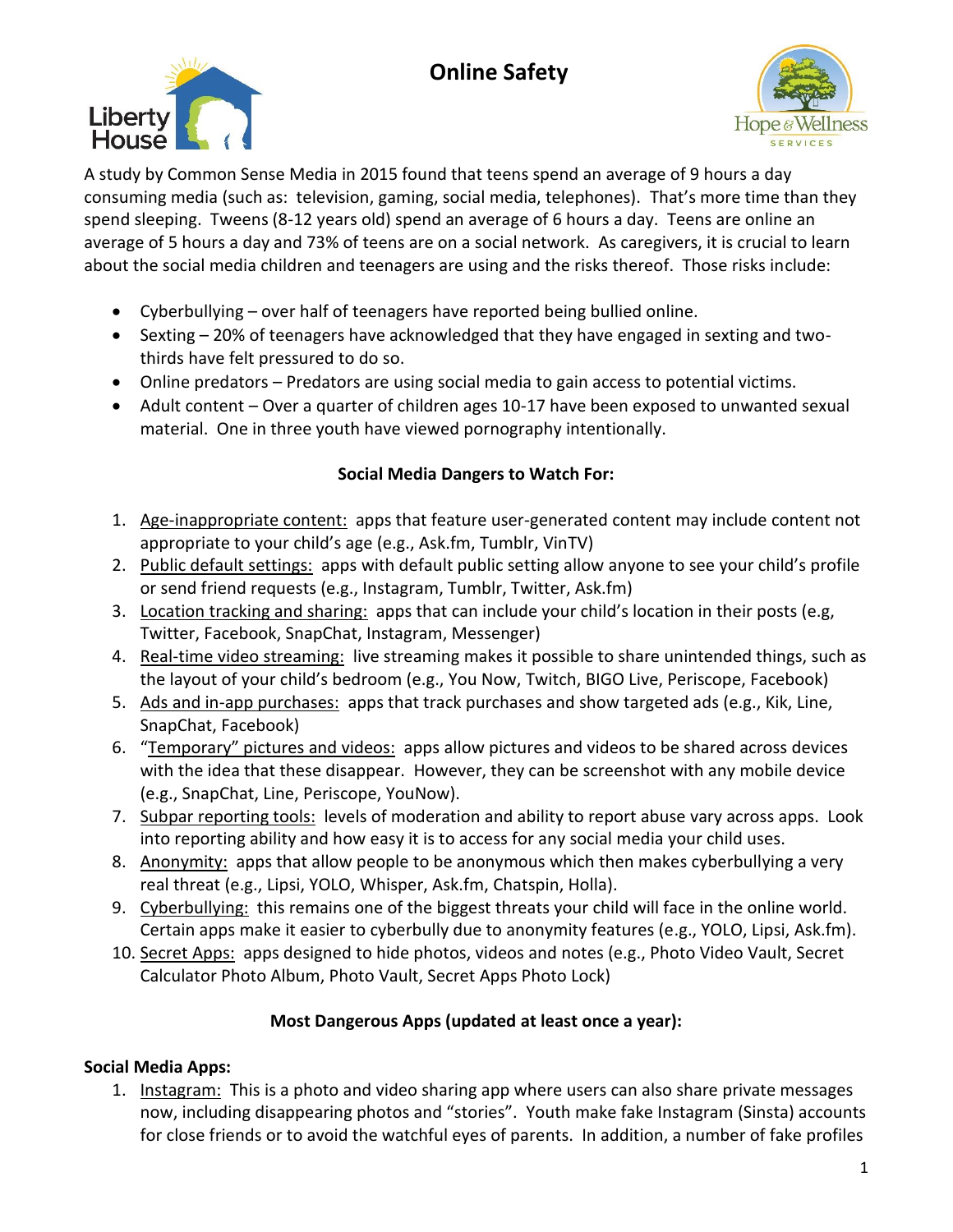# Online Safety

A study by Common Sense Media in 2015 found that teens spend an average of 9 hours a day consuming media (such as: television, gaming, social media, telephones). That's more time than they spend sleeping. Tweens (8-12 years old) spend an average of 6 hours a day. Teens are online an average of 5 hours a day and 73% of teens are on a social network. As caregivers, it is crucial to learn about the social media children and teenagers are using and the risks thereof. Those risks include:

- Cyberbullying – over half of teenagers have reported being bullied online.
- Sexting – 20% of teenagers have acknowledged that they have engaged in sexting and two-thirds have felt pressured to do so.
- Online predators – Predators are using social media to gain access to potential victims.
- Adult content – Over a quarter of children ages 10-17 have been exposed to unwanted sexual material. One in three youth have viewed pornography intentionally.

### Social Media Dangers to Watch For:

1. Age-inappropriate content: apps that feature user-generated content may include content not appropriate to your child's age (e.g., Ask.fm, Tumblr, VinTV)
2. Public default settings: apps with default public setting allow anyone to see your child's profile or send friend requests (e.g., Instagram, Tumblr, Twitter, Ask.fm)
3. Location tracking and sharing: apps that can include your child's location in their posts (e.g, Twitter, Facebook, SnapChat, Instagram, Messenger)
4. Real-time video streaming: live streaming makes it possible to share unintended things, such as the layout of your child's bedroom (e.g., You Now, Twitch, BIGO Live, Periscope, Facebook)
5. Ads and in-app purchases: apps that track purchases and show targeted ads (e.g., Kik, Line, SnapChat, Facebook)
6. "Temporary" pictures and videos: apps allow pictures and videos to be shared across devices with the idea that these disappear. However, they can be screenshot with any mobile device (e.g., SnapChat, Line, Periscope, YouNow).
7. Subpar reporting tools: levels of moderation and ability to report abuse vary across apps. Look into reporting ability and how easy it is to access for any social media your child uses.
8. Anonymity: apps that allow people to be anonymous which then makes cyberbullying a very real threat (e.g., Lipsi, YOLO, Whisper, Ask.fm, Chatspin, Holla).
9. Cyberbullying: this remains one of the biggest threats your child will face in the online world. Certain apps make it easier to cyberbully due to anonymity features (e.g., YOLO, Lipsi, Ask.fm).
10. Secret Apps: apps designed to hide photos, videos and notes (e.g., Photo Video Vault, Secret Calculator Photo Album, Photo Vault, Secret Apps Photo Lock)

### Most Dangerous Apps (updated at least once a year):

**Social Media Apps:**

1. Instagram: This is a photo and video sharing app where users can also share private messages now, including disappearing photos and "stories". Youth make fake Instagram (Sinsta) accounts for close friends or to avoid the watchful eyes of parents. In addition, a number of fake profiles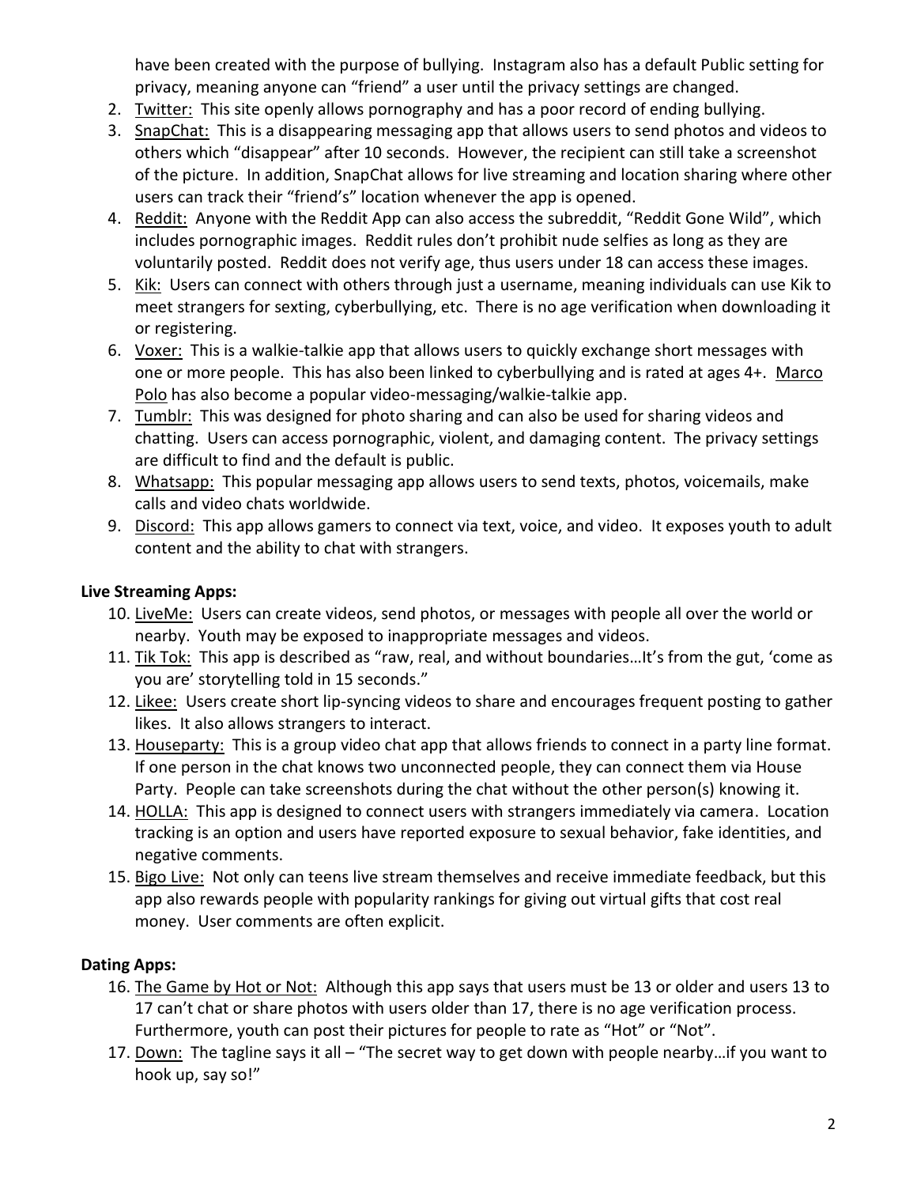have been created with the purpose of bullying. Instagram also has a default Public setting for privacy, meaning anyone can "friend" a user until the privacy settings are changed.

2. Twitter: This site openly allows pornography and has a poor record of ending bullying.
3. SnapChat: This is a disappearing messaging app that allows users to send photos and videos to others which "disappear" after 10 seconds. However, the recipient can still take a screenshot of the picture. In addition, SnapChat allows for live streaming and location sharing where other users can track their "friend's" location whenever the app is opened.
4. Reddit: Anyone with the Reddit App can also access the subreddit, "Reddit Gone Wild", which includes pornographic images. Reddit rules don't prohibit nude selfies as long as they are voluntarily posted. Reddit does not verify age, thus users under 18 can access these images.
5. Kik: Users can connect with others through just a username, meaning individuals can use Kik to meet strangers for sexting, cyberbullying, etc. There is no age verification when downloading it or registering.
6. Voxer: This is a walkie-talkie app that allows users to quickly exchange short messages with one or more people. This has also been linked to cyberbullying and is rated at ages 4+. Marco Polo has also become a popular video-messaging/walkie-talkie app.
7. Tumblr: This was designed for photo sharing and can also be used for sharing videos and chatting. Users can access pornographic, violent, and damaging content. The privacy settings are difficult to find and the default is public.
8. Whatsapp: This popular messaging app allows users to send texts, photos, voicemails, make calls and video chats worldwide.
9. Discord: This app allows gamers to connect via text, voice, and video. It exposes youth to adult content and the ability to chat with strangers.

**Live Streaming Apps:**

10. LiveMe: Users can create videos, send photos, or messages with people all over the world or nearby. Youth may be exposed to inappropriate messages and videos.
11. Tik Tok: This app is described as "raw, real, and without boundaries…It's from the gut, 'come as you are' storytelling told in 15 seconds."
12. Likee: Users create short lip-syncing videos to share and encourages frequent posting to gather likes. It also allows strangers to interact.
13. Houseparty: This is a group video chat app that allows friends to connect in a party line format. If one person in the chat knows two unconnected people, they can connect them via House Party. People can take screenshots during the chat without the other person(s) knowing it.
14. HOLLA: This app is designed to connect users with strangers immediately via camera. Location tracking is an option and users have reported exposure to sexual behavior, fake identities, and negative comments.
15. Bigo Live: Not only can teens live stream themselves and receive immediate feedback, but this app also rewards people with popularity rankings for giving out virtual gifts that cost real money. User comments are often explicit.

**Dating Apps:**

16. The Game by Hot or Not: Although this app says that users must be 13 or older and users 13 to 17 can't chat or share photos with users older than 17, there is no age verification process. Furthermore, youth can post their pictures for people to rate as "Hot" or "Not".
17. Down: The tagline says it all – "The secret way to get down with people nearby…if you want to hook up, say so!"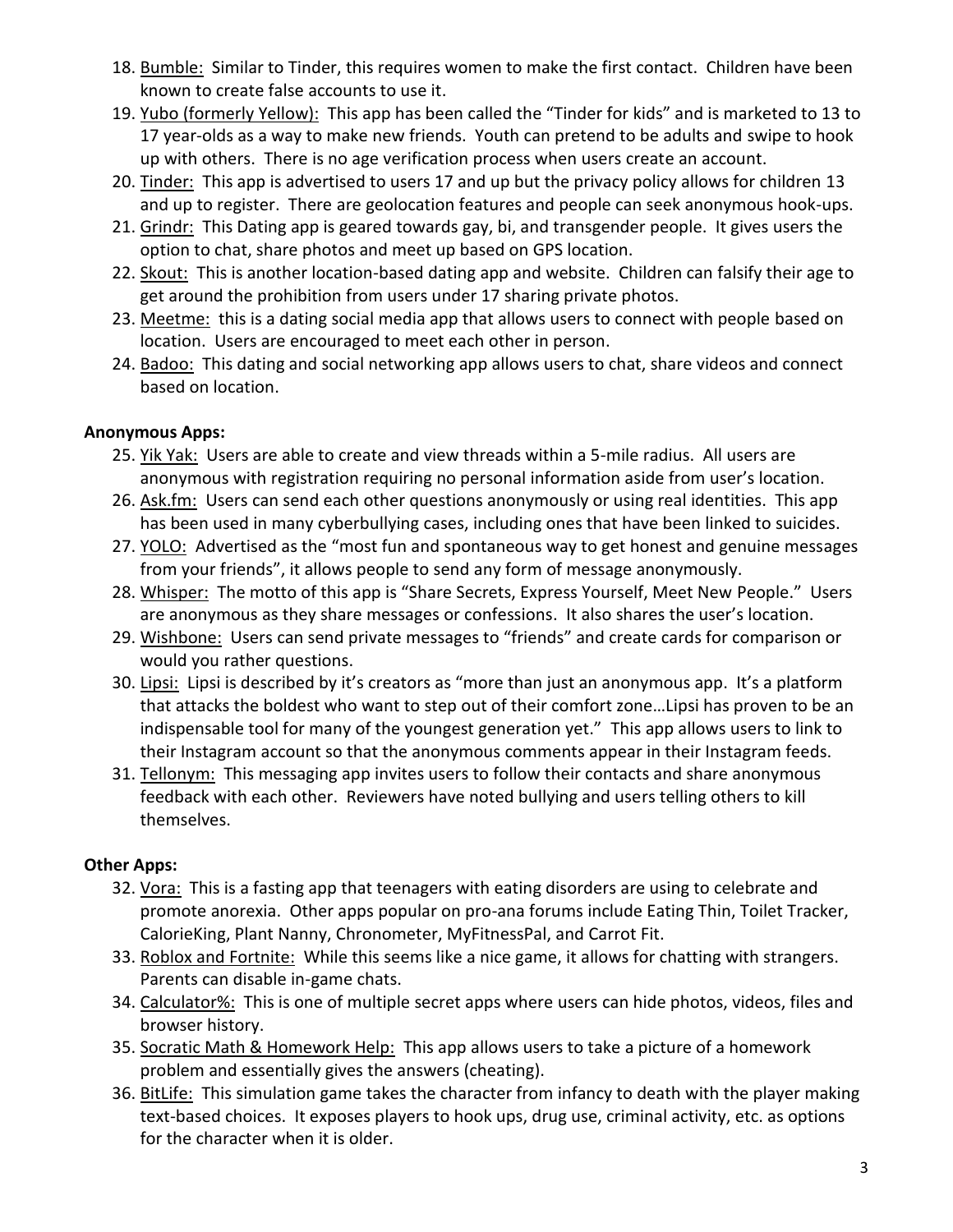18. <u>Bumble:</u> Similar to Tinder, this requires women to make the first contact. Children have been known to create false accounts to use it.
19. <u>Yubo (formerly Yellow):</u> This app has been called the "Tinder for kids" and is marketed to 13 to 17 year-olds as a way to make new friends. Youth can pretend to be adults and swipe to hook up with others. There is no age verification process when users create an account.
20. <u>Tinder:</u> This app is advertised to users 17 and up but the privacy policy allows for children 13 and up to register. There are geolocation features and people can seek anonymous hook-ups.
21. <u>Grindr:</u> This Dating app is geared towards gay, bi, and transgender people. It gives users the option to chat, share photos and meet up based on GPS location.
22. <u>Skout:</u> This is another location-based dating app and website. Children can falsify their age to get around the prohibition from users under 17 sharing private photos.
23. <u>Meetme:</u> this is a dating social media app that allows users to connect with people based on location. Users are encouraged to meet each other in person.
24. <u>Badoo:</u> This dating and social networking app allows users to chat, share videos and connect based on location.

**Anonymous Apps:**

25. <u>Yik Yak:</u> Users are able to create and view threads within a 5-mile radius. All users are anonymous with registration requiring no personal information aside from user's location.
26. <u>Ask.fm:</u> Users can send each other questions anonymously or using real identities. This app has been used in many cyberbullying cases, including ones that have been linked to suicides.
27. <u>YOLO:</u> Advertised as the "most fun and spontaneous way to get honest and genuine messages from your friends", it allows people to send any form of message anonymously.
28. <u>Whisper:</u> The motto of this app is "Share Secrets, Express Yourself, Meet New People." Users are anonymous as they share messages or confessions. It also shares the user's location.
29. <u>Wishbone:</u> Users can send private messages to "friends" and create cards for comparison or would you rather questions.
30. <u>Lipsi:</u> Lipsi is described by it's creators as "more than just an anonymous app. It's a platform that attacks the boldest who want to step out of their comfort zone…Lipsi has proven to be an indispensable tool for many of the youngest generation yet." This app allows users to link to their Instagram account so that the anonymous comments appear in their Instagram feeds.
31. <u>Tellonym:</u> This messaging app invites users to follow their contacts and share anonymous feedback with each other. Reviewers have noted bullying and users telling others to kill themselves.

**Other Apps:**

32. <u>Vora:</u> This is a fasting app that teenagers with eating disorders are using to celebrate and promote anorexia. Other apps popular on pro-ana forums include Eating Thin, Toilet Tracker, CalorieKing, Plant Nanny, Chronometer, MyFitnessPal, and Carrot Fit.
33. <u>Roblox and Fortnite:</u> While this seems like a nice game, it allows for chatting with strangers. Parents can disable in-game chats.
34. <u>Calculator%:</u> This is one of multiple secret apps where users can hide photos, videos, files and browser history.
35. <u>Socratic Math & Homework Help:</u> This app allows users to take a picture of a homework problem and essentially gives the answers (cheating).
36. <u>BitLife:</u> This simulation game takes the character from infancy to death with the player making text-based choices. It exposes players to hook ups, drug use, criminal activity, etc. as options for the character when it is older.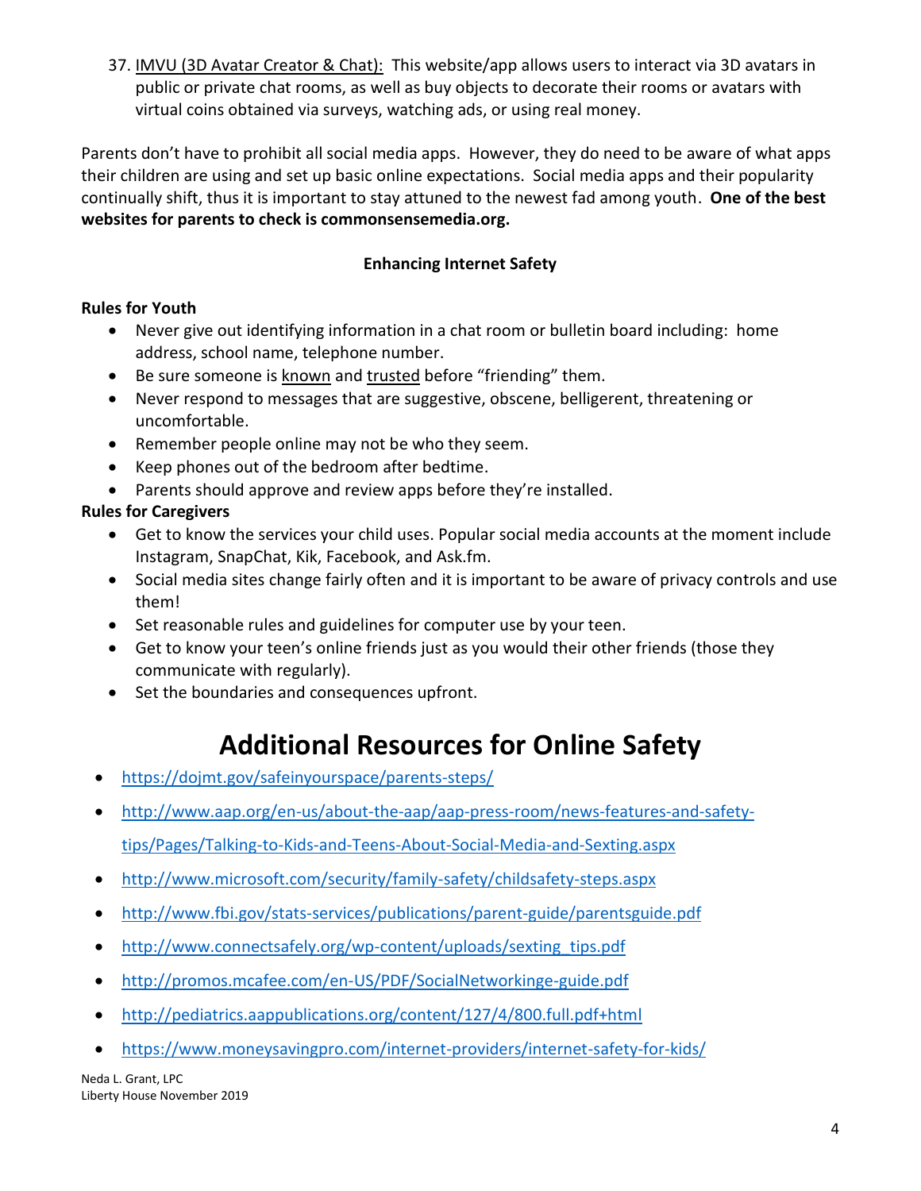37. IMVU (3D Avatar Creator & Chat): This website/app allows users to interact via 3D avatars in public or private chat rooms, as well as buy objects to decorate their rooms or avatars with virtual coins obtained via surveys, watching ads, or using real money.

Parents don't have to prohibit all social media apps. However, they do need to be aware of what apps their children are using and set up basic online expectations. Social media apps and their popularity continually shift, thus it is important to stay attuned to the newest fad among youth. **One of the best websites for parents to check is commonsensemedia.org.**

### Enhancing Internet Safety

**Rules for Youth**

- Never give out identifying information in a chat room or bulletin board including: home address, school name, telephone number.
- Be sure someone is known and trusted before "friending" them.
- Never respond to messages that are suggestive, obscene, belligerent, threatening or uncomfortable.
- Remember people online may not be who they seem.
- Keep phones out of the bedroom after bedtime.
- Parents should approve and review apps before they're installed.

**Rules for Caregivers**

- Get to know the services your child uses. Popular social media accounts at the moment include Instagram, SnapChat, Kik, Facebook, and Ask.fm.
- Social media sites change fairly often and it is important to be aware of privacy controls and use them!
- Set reasonable rules and guidelines for computer use by your teen.
- Get to know your teen's online friends just as you would their other friends (those they communicate with regularly).
- Set the boundaries and consequences upfront.

# Additional Resources for Online Safety

- https://dojmt.gov/safeinyourspace/parents-steps/
- http://www.aap.org/en-us/about-the-aap/aap-press-room/news-features-and-safety-tips/Pages/Talking-to-Kids-and-Teens-About-Social-Media-and-Sexting.aspx
- http://www.microsoft.com/security/family-safety/childsafety-steps.aspx
- http://www.fbi.gov/stats-services/publications/parent-guide/parentsguide.pdf
- http://www.connectsafely.org/wp-content/uploads/sexting_tips.pdf
- http://promos.mcafee.com/en-US/PDF/SocialNetworkinge-guide.pdf
- http://pediatrics.aappublications.org/content/127/4/800.full.pdf+html
- https://www.moneysavingpro.com/internet-providers/internet-safety-for-kids/

Neda L. Grant, LPC
Liberty House November 2019